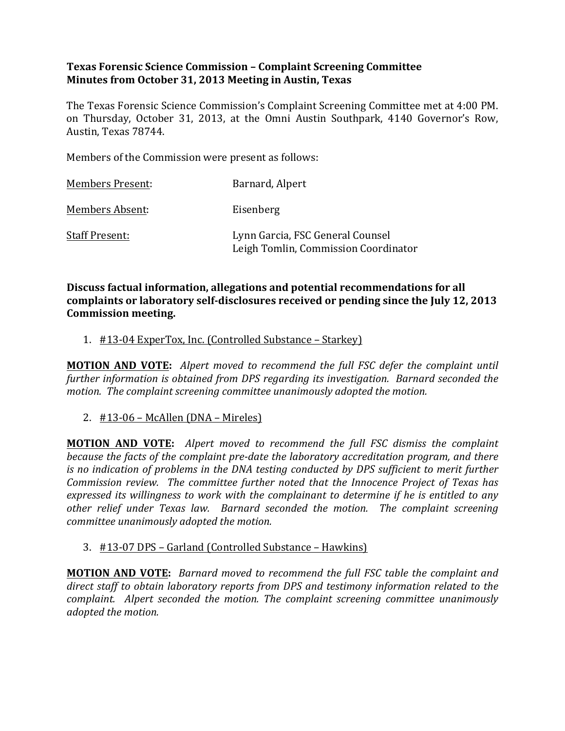**Texas Forensic Science Commission – Complaint Screening Committee**
**Minutes from October 31, 2013 Meeting in Austin, Texas**

The Texas Forensic Science Commission's Complaint Screening Committee met at 4:00 PM. on Thursday, October 31, 2013, at the Omni Austin Southpark, 4140 Governor's Row, Austin, Texas 78744.

Members of the Commission were present as follows:

| | |
|---|---|
| Members Present: | Barnard, Alpert |
| Members Absent: | Eisenberg |
| Staff Present: | Lynn Garcia, FSC General Counsel<br>Leigh Tomlin, Commission Coordinator |

**Discuss factual information, allegations and potential recommendations for all complaints or laboratory self-disclosures received or pending since the July 12, 2013 Commission meeting.**

1. #13-04 ExperTox, Inc. (Controlled Substance – Starkey)

**MOTION AND VOTE:** *Alpert moved to recommend the full FSC defer the complaint until further information is obtained from DPS regarding its investigation. Barnard seconded the motion. The complaint screening committee unanimously adopted the motion.*

2. #13-06 – McAllen (DNA – Mireles)

**MOTION AND VOTE:** *Alpert moved to recommend the full FSC dismiss the complaint because the facts of the complaint pre-date the laboratory accreditation program, and there is no indication of problems in the DNA testing conducted by DPS sufficient to merit further Commission review. The committee further noted that the Innocence Project of Texas has expressed its willingness to work with the complainant to determine if he is entitled to any other relief under Texas law. Barnard seconded the motion. The complaint screening committee unanimously adopted the motion.*

3. #13-07 DPS – Garland (Controlled Substance – Hawkins)

**MOTION AND VOTE:** *Barnard moved to recommend the full FSC table the complaint and direct staff to obtain laboratory reports from DPS and testimony information related to the complaint. Alpert seconded the motion. The complaint screening committee unanimously adopted the motion.*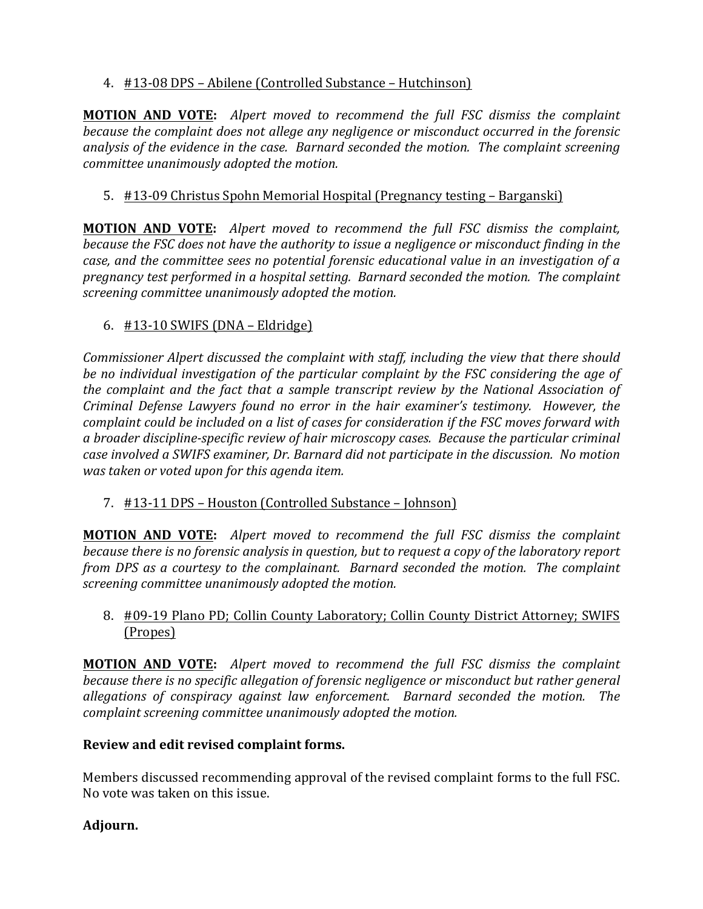4. #13-08 DPS – Abilene (Controlled Substance – Hutchinson)

**MOTION AND VOTE:** *Alpert moved to recommend the full FSC dismiss the complaint because the complaint does not allege any negligence or misconduct occurred in the forensic analysis of the evidence in the case. Barnard seconded the motion. The complaint screening committee unanimously adopted the motion.*

5. #13-09 Christus Spohn Memorial Hospital (Pregnancy testing – Barganski)

**MOTION AND VOTE:** *Alpert moved to recommend the full FSC dismiss the complaint, because the FSC does not have the authority to issue a negligence or misconduct finding in the case, and the committee sees no potential forensic educational value in an investigation of a pregnancy test performed in a hospital setting. Barnard seconded the motion. The complaint screening committee unanimously adopted the motion.*

6. #13-10 SWIFS (DNA – Eldridge)

*Commissioner Alpert discussed the complaint with staff, including the view that there should be no individual investigation of the particular complaint by the FSC considering the age of the complaint and the fact that a sample transcript review by the National Association of Criminal Defense Lawyers found no error in the hair examiner's testimony. However, the complaint could be included on a list of cases for consideration if the FSC moves forward with a broader discipline-specific review of hair microscopy cases. Because the particular criminal case involved a SWIFS examiner, Dr. Barnard did not participate in the discussion. No motion was taken or voted upon for this agenda item.*

7. #13-11 DPS – Houston (Controlled Substance – Johnson)

**MOTION AND VOTE:** *Alpert moved to recommend the full FSC dismiss the complaint because there is no forensic analysis in question, but to request a copy of the laboratory report from DPS as a courtesy to the complainant. Barnard seconded the motion. The complaint screening committee unanimously adopted the motion.*

8. #09-19 Plano PD; Collin County Laboratory; Collin County District Attorney; SWIFS (Propes)

**MOTION AND VOTE:** *Alpert moved to recommend the full FSC dismiss the complaint because there is no specific allegation of forensic negligence or misconduct but rather general allegations of conspiracy against law enforcement. Barnard seconded the motion. The complaint screening committee unanimously adopted the motion.*

**Review and edit revised complaint forms.**

Members discussed recommending approval of the revised complaint forms to the full FSC. No vote was taken on this issue.

**Adjourn.**